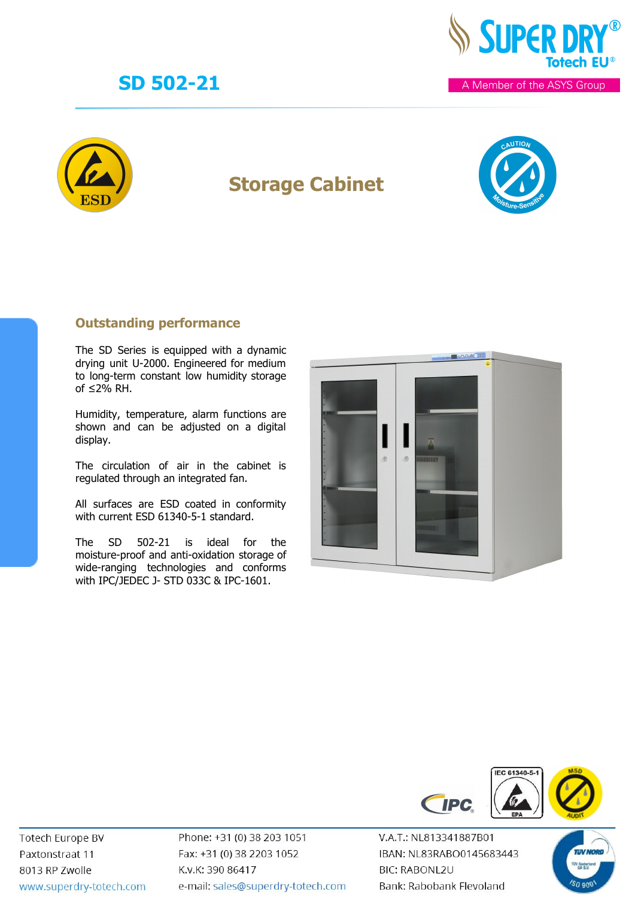# SD 502-21

## Storage Cabinet

### Outstanding performance

The SD Series is equipped with a dynamic drying unit U-2000. Engineered for medium to long-term constant low humidity storage of ≤2% RH.

Humidity, temperature, alarm functions are shown and can be adjusted on a digital display.

The circulation of air in the cabinet is regulated through an integrated fan.

All surfaces are ESD coated in conformity with current ESD 61340-5-1 standard.

The SD 502-21 is ideal for the moisture-proof and anti-oxidation storage of wide-ranging technologies and conforms with IPC/JEDEC J- STD 033C & IPC-1601.

Totech Europe BV
Paxtonstraat 11
8013 RP Zwolle
www.superdry-totech.com

Phone: +31 (0) 38 203 1051
Fax: +31 (0) 38 2203 1052
K.v.K: 390 86417
e-mail: sales@superdry-totech.com

V.A.T.: NL813341887B01
IBAN: NL83RABO0145683443
BIC: RABONL2U
Bank: Rabobank Flevoland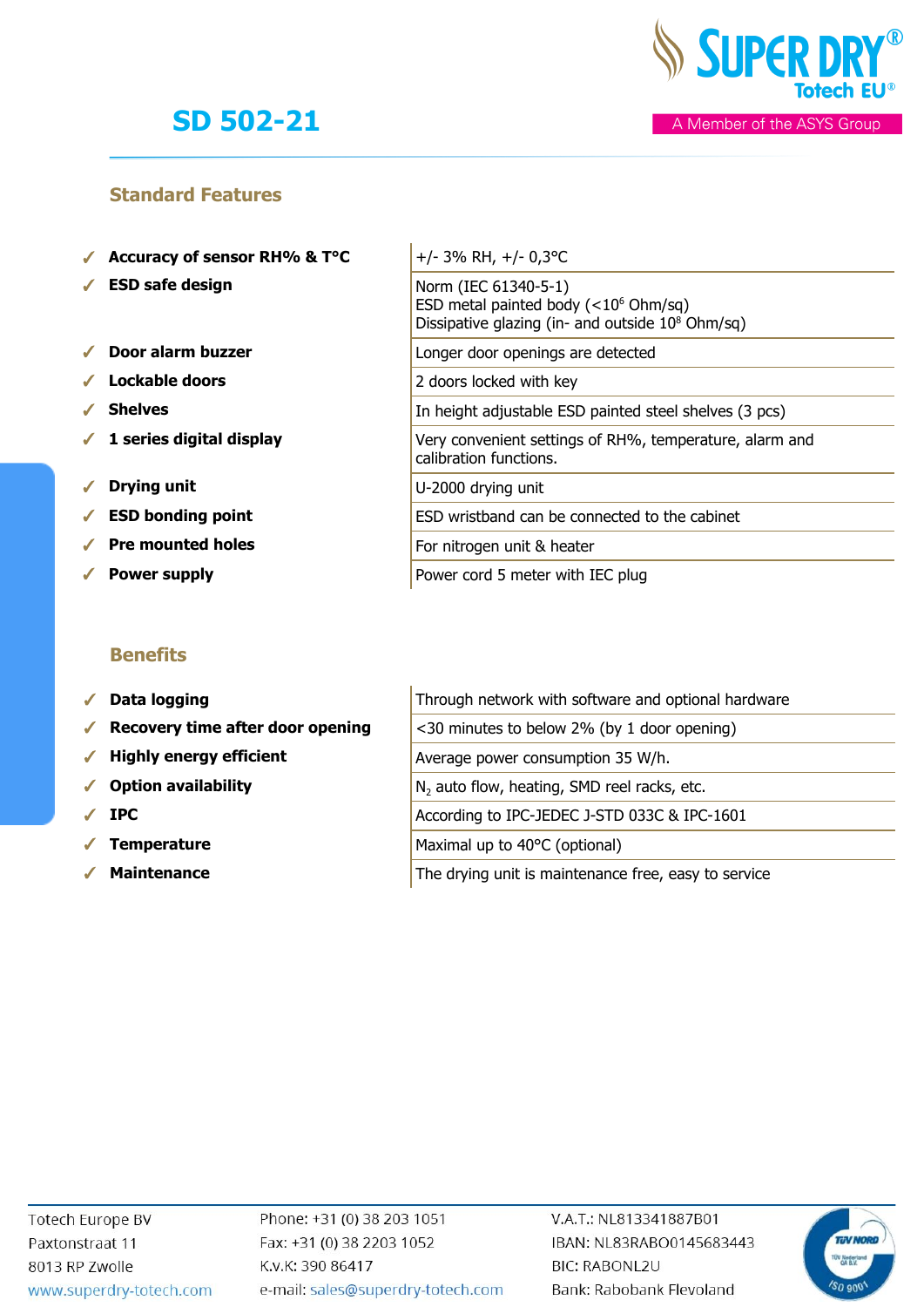# SD 502-21

## Standard Features

| Feature | Description |
|---|---|
| ✓ **Accuracy of sensor RH% & T°C** | +/- 3% RH, +/- 0,3°C |
| ✓ **ESD safe design** | Norm (IEC 61340-5-1)<br>ESD metal painted body (<$10^6$ Ohm/sq)<br>Dissipative glazing (in- and outside $10^8$ Ohm/sq) |
| ✓ **Door alarm buzzer** | Longer door openings are detected |
| ✓ **Lockable doors** | 2 doors locked with key |
| ✓ **Shelves** | In height adjustable ESD painted steel shelves (3 pcs) |
| ✓ **1 series digital display** | Very convenient settings of RH%, temperature, alarm and calibration functions. |
| ✓ **Drying unit** | U-2000 drying unit |
| ✓ **ESD bonding point** | ESD wristband can be connected to the cabinet |
| ✓ **Pre mounted holes** | For nitrogen unit & heater |
| ✓ **Power supply** | Power cord 5 meter with IEC plug |

## Benefits

| Benefit | Description |
|---|---|
| ✓ **Data logging** | Through network with software and optional hardware |
| ✓ **Recovery time after door opening** | <30 minutes to below 2% (by 1 door opening) |
| ✓ **Highly energy efficient** | Average power consumption 35 W/h. |
| ✓ **Option availability** | $N_2$ auto flow, heating, SMD reel racks, etc. |
| ✓ **IPC** | According to IPC-JEDEC J-STD 033C & IPC-1601 |
| ✓ **Temperature** | Maximal up to 40°C (optional) |
| ✓ **Maintenance** | The drying unit is maintenance free, easy to service |

Totech Europe BV
Paxtonstraat 11
8013 RP Zwolle
www.superdry-totech.com

Phone: +31 (0) 38 203 1051
Fax: +31 (0) 38 2203 1052
K.v.K: 390 86417
e-mail: sales@superdry-totech.com

V.A.T.: NL813341887B01
IBAN: NL83RABO0145683443
BIC: RABONL2U
Bank: Rabobank Flevoland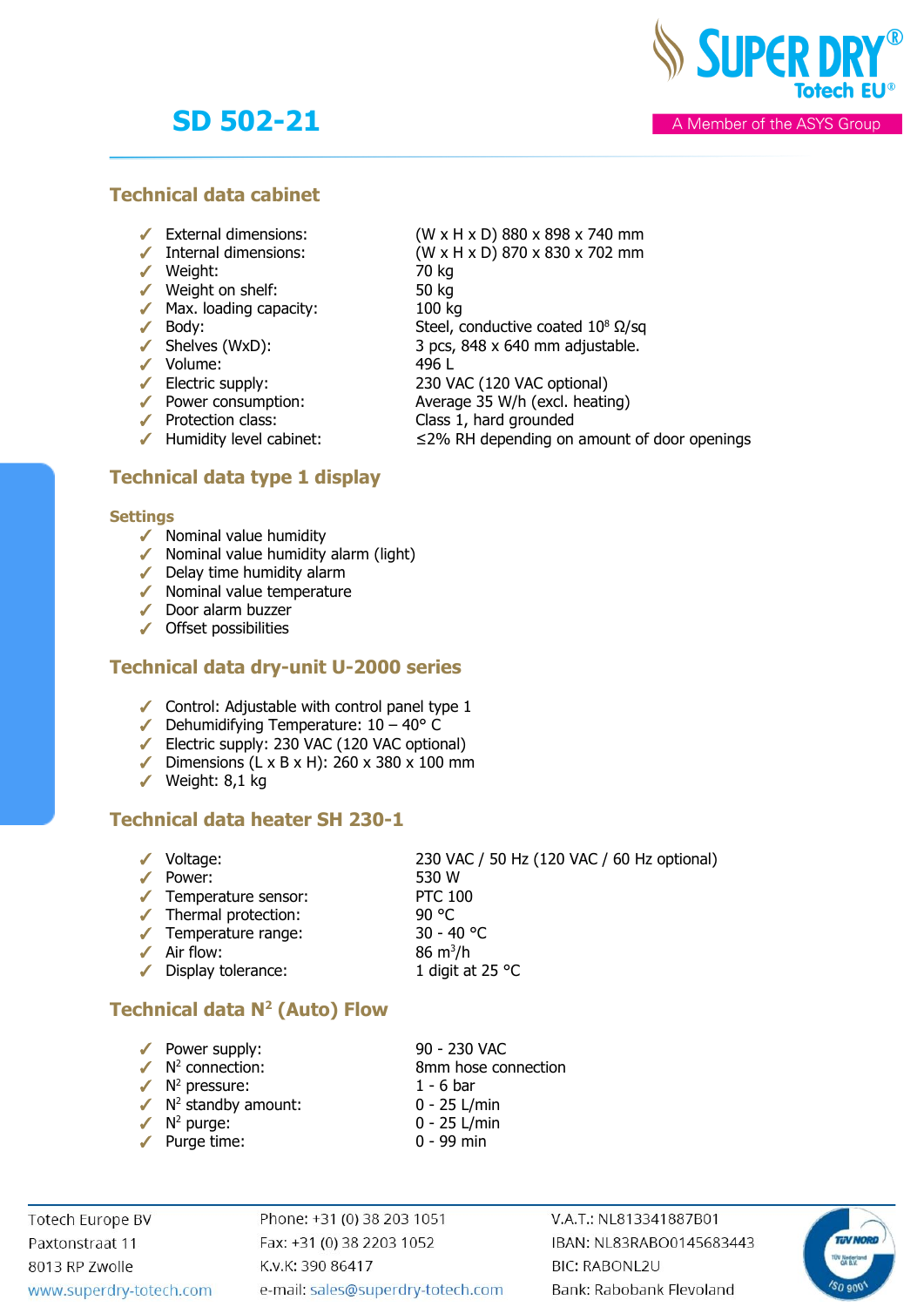# SD 502-21

## Technical data cabinet

| | |
|---|---|
| ✓ External dimensions: | (W x H x D) 880 x 898 x 740 mm |
| ✓ Internal dimensions: | (W x H x D) 870 x 830 x 702 mm |
| ✓ Weight: | 70 kg |
| ✓ Weight on shelf: | 50 kg |
| ✓ Max. loading capacity: | 100 kg |
| ✓ Body: | Steel, conductive coated $10^8$ Ω/sq |
| ✓ Shelves (WxD): | 3 pcs, 848 x 640 mm adjustable. |
| ✓ Volume: | 496 L |
| ✓ Electric supply: | 230 VAC (120 VAC optional) |
| ✓ Power consumption: | Average 35 W/h (excl. heating) |
| ✓ Protection class: | Class 1, hard grounded |
| ✓ Humidity level cabinet: | ≤2% RH depending on amount of door openings |

## Technical data type 1 display

### Settings

- ✓ Nominal value humidity
- ✓ Nominal value humidity alarm (light)
- ✓ Delay time humidity alarm
- ✓ Nominal value temperature
- ✓ Door alarm buzzer
- ✓ Offset possibilities

## Technical data dry-unit U-2000 series

- ✓ Control: Adjustable with control panel type 1
- ✓ Dehumidifying Temperature: 10 – 40° C
- ✓ Electric supply: 230 VAC (120 VAC optional)
- ✓ Dimensions (L x B x H): 260 x 380 x 100 mm
- ✓ Weight: 8,1 kg

## Technical data heater SH 230-1

| | |
|---|---|
| ✓ Voltage: | 230 VAC / 50 Hz (120 VAC / 60 Hz optional) |
| ✓ Power: | 530 W |
| ✓ Temperature sensor: | PTC 100 |
| ✓ Thermal protection: | 90 °C |
| ✓ Temperature range: | 30 - 40 °C |
| ✓ Air flow: | 86 $m^3$/h |
| ✓ Display tolerance: | 1 digit at 25 °C |

## Technical data $N^2$ (Auto) Flow

| | |
|---|---|
| ✓ Power supply: | 90 - 230 VAC |
| ✓ $N^2$ connection: | 8mm hose connection |
| ✓ $N^2$ pressure: | 1 - 6 bar |
| ✓ $N^2$ standby amount: | 0 - 25 L/min |
| ✓ $N^2$ purge: | 0 - 25 L/min |
| ✓ Purge time: | 0 - 99 min |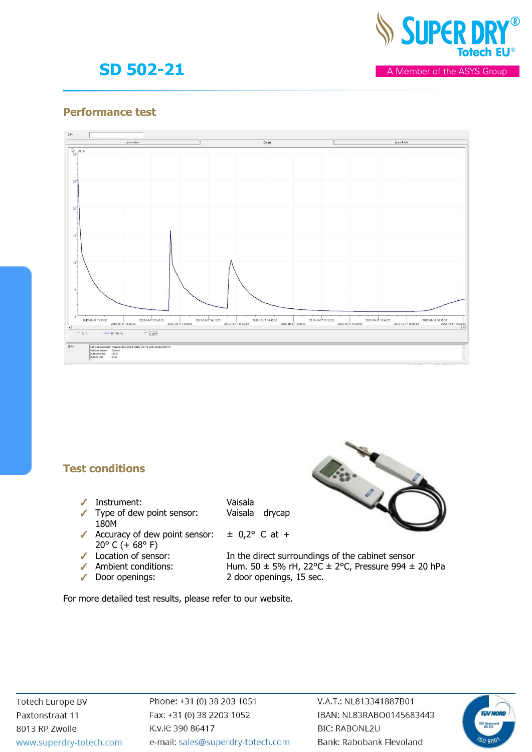# SD 502-21

## Performance test

## Test conditions

- ✓ Instrument: Vaisala
- ✓ Type of dew point sensor: Vaisala drycap 180M
- ✓ Accuracy of dew point sensor: ± 0,2° C at + 20° C (+ 68° F)
- ✓ Location of sensor: In the direct surroundings of the cabinet sensor
- ✓ Ambient conditions: Hum. 50 ± 5% rH, 22°C ± 2°C, Pressure 994 ± 20 hPa
- ✓ Door openings: 2 door openings, 15 sec.

For more detailed test results, please refer to our website.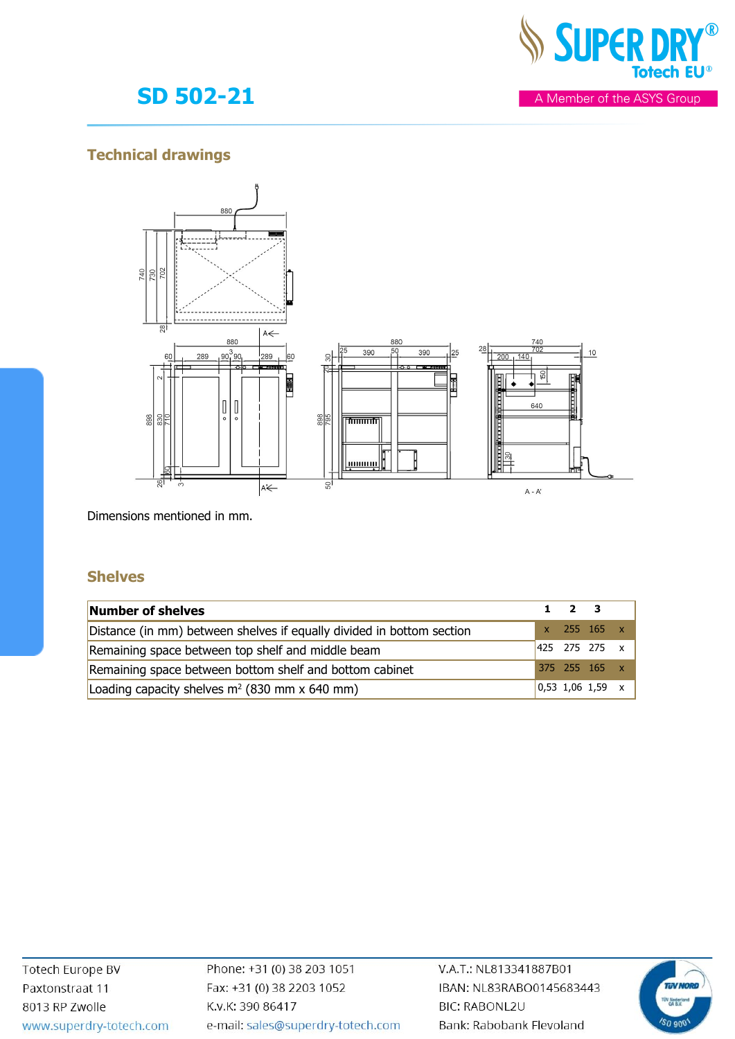# SD 502-21

## Technical drawings

Dimensions mentioned in mm.

## Shelves

| Number of shelves | 1 | 2 | 3 | |
|---|---|---|---|---|
| Distance (in mm) between shelves if equally divided in bottom section | x | 255 | 165 | x |
| Remaining space between top shelf and middle beam | 425 | 275 | 275 | x |
| Remaining space between bottom shelf and bottom cabinet | 375 | 255 | 165 | x |
| Loading capacity shelves m² (830 mm x 640 mm) | 0,53 | 1,06 | 1,59 | x |

Totech Europe BV
Paxtonstraat 11
8013 RP Zwolle
www.superdry-totech.com

Phone: +31 (0) 38 203 1051
Fax: +31 (0) 38 2203 1052
K.v.K: 390 86417
e-mail: sales@superdry-totech.com

V.A.T.: NL813341887B01
IBAN: NL83RABO0145683443
BIC: RABONL2U
Bank: Rabobank Flevoland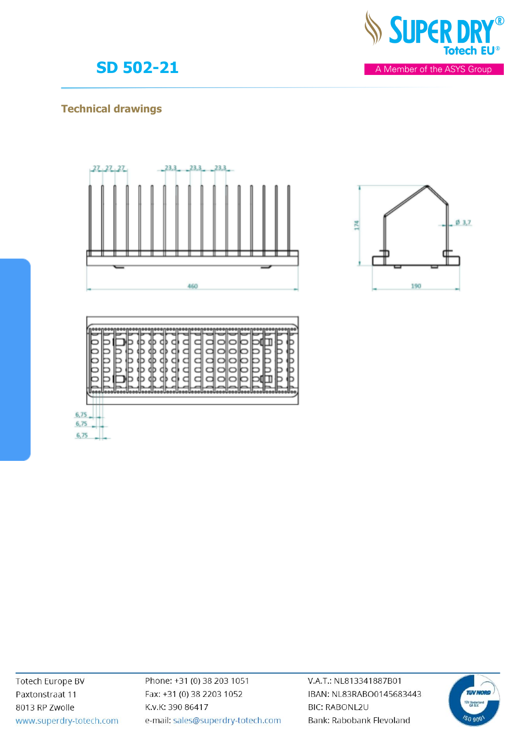# SD 502-21

## Technical drawings

27 27 27 23,3 23,3 23,3

460

174

Ø 3,7

190

6,75

6,75

6,75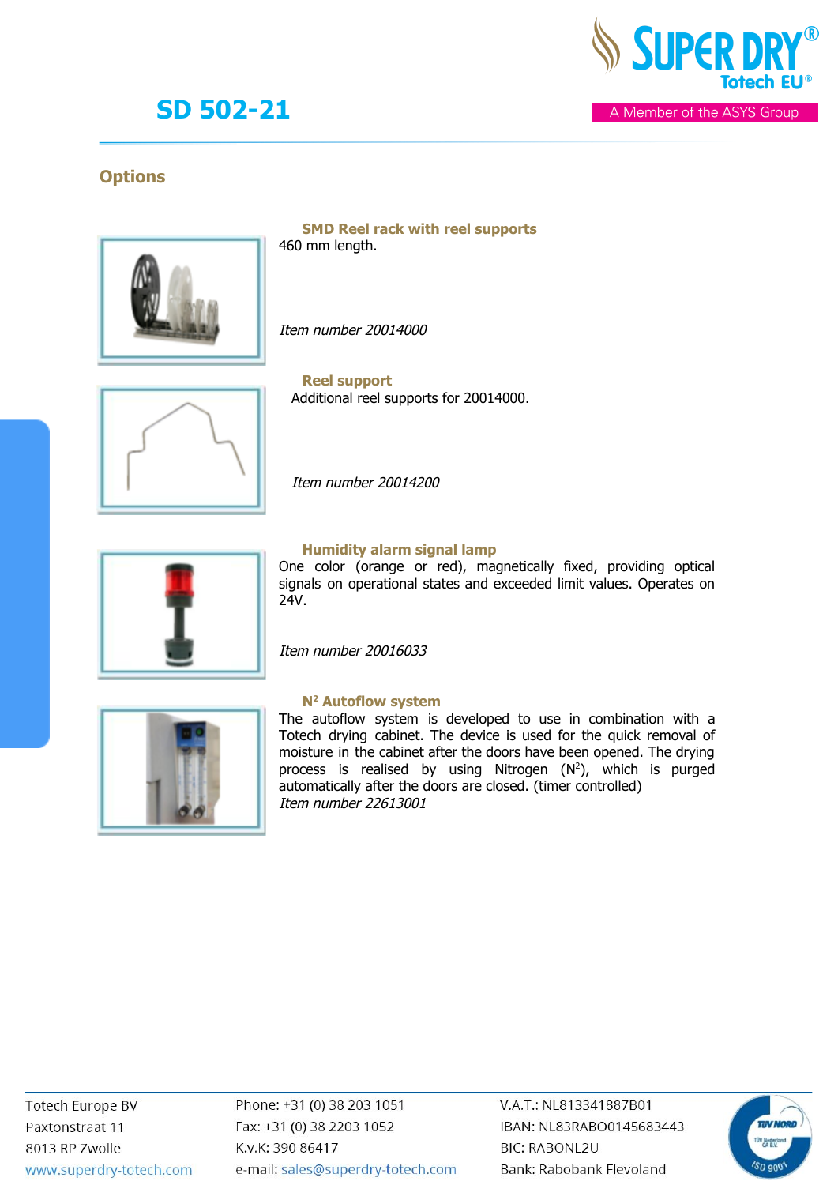# SD 502-21

## Options

### SMD Reel rack with reel supports

460 mm length.

*Item number 20014000*

### Reel support

Additional reel supports for 20014000.

*Item number 20014200*

### Humidity alarm signal lamp

One color (orange or red), magnetically fixed, providing optical signals on operational states and exceeded limit values. Operates on 24V.

*Item number 20016033*

### $N^2$ Autoflow system

The autoflow system is developed to use in combination with a Totech drying cabinet. The device is used for the quick removal of moisture in the cabinet after the doors have been opened. The drying process is realised by using Nitrogen ($N^2$), which is purged automatically after the doors are closed. (timer controlled)

*Item number 22613001*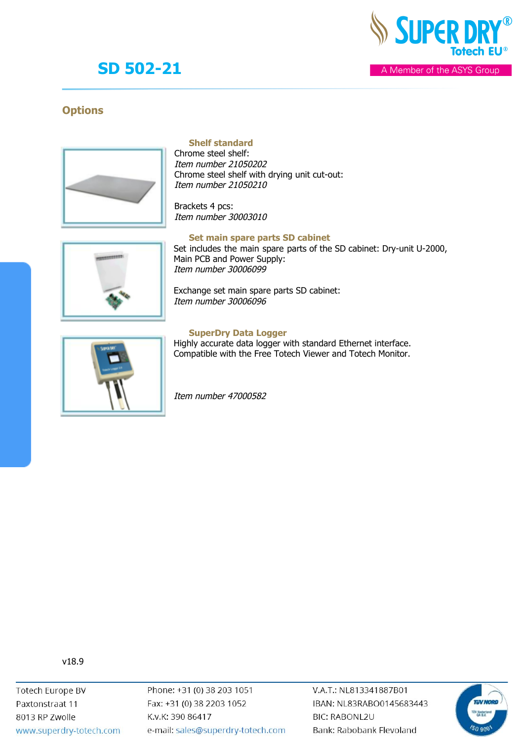# SD 502-21

## Options

### Shelf standard

Chrome steel shelf:
*Item number 21050202*
Chrome steel shelf with drying unit cut-out:
*Item number 21050210*

Brackets 4 pcs:
*Item number 30003010*

### Set main spare parts SD cabinet

Set includes the main spare parts of the SD cabinet: Dry-unit U-2000, Main PCB and Power Supply:
*Item number 30006099*

Exchange set main spare parts SD cabinet:
*Item number 30006096*

### SuperDry Data Logger

Highly accurate data logger with standard Ethernet interface.
Compatible with the Free Totech Viewer and Totech Monitor.

*Item number 47000582*

v18.9